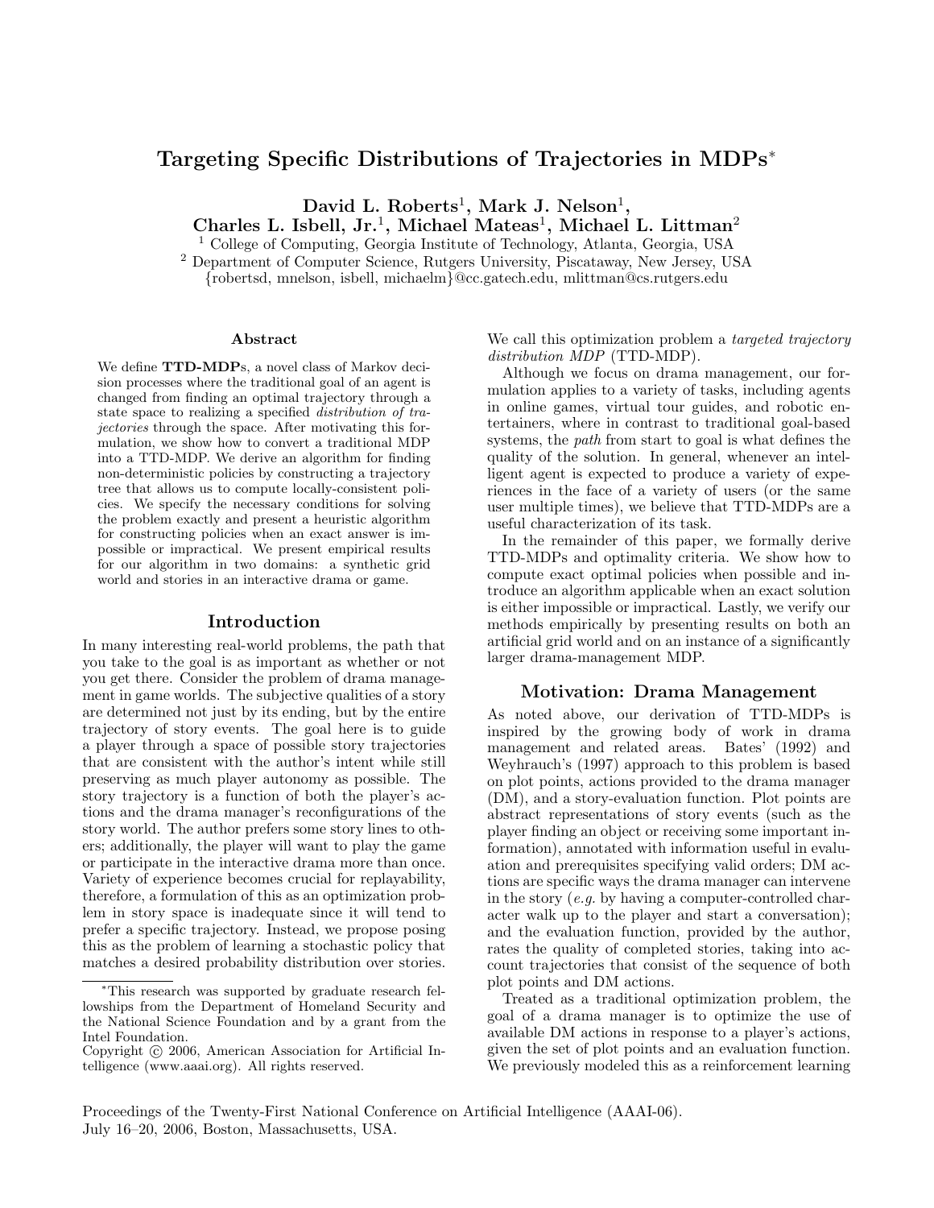# Targeting Specific Distributions of Trajectories in MDPs*

**David L. Roberts[1], Mark J. Nelson[1], Charles L. Isbell, Jr.[1], Michael Mateas[1], Michael L. Littman[2]**

[1] College of Computing, Georgia Institute of Technology, Atlanta, Georgia, USA
[2] Department of Computer Science, Rutgers University, Piscataway, New Jersey, USA
{robertsd, mnelson, isbell, michaelm}@cc.gatech.edu, mlittman@cs.rutgers.edu

### Abstract

We define **TTD-MDP**s, a novel class of Markov decision processes where the traditional goal of an agent is changed from finding an optimal trajectory through a state space to realizing a specified *distribution of trajectories* through the space. After motivating this formulation, we show how to convert a traditional MDP into a TTD-MDP. We derive an algorithm for finding non-deterministic policies by constructing a trajectory tree that allows us to compute locally-consistent policies. We specify the necessary conditions for solving the problem exactly and present a heuristic algorithm for constructing policies when an exact answer is impossible or impractical. We present empirical results for our algorithm in two domains: a synthetic grid world and stories in an interactive drama or game.

## Introduction

In many interesting real-world problems, the path that you take to the goal is as important as whether or not you get there. Consider the problem of drama management in game worlds. The subjective qualities of a story are determined not just by its ending, but by the entire trajectory of story events. The goal here is to guide a player through a space of possible story trajectories that are consistent with the author's intent while still preserving as much player autonomy as possible. The story trajectory is a function of both the player's actions and the drama manager's reconfigurations of the story world. The author prefers some story lines to others; additionally, the player will want to play the game or participate in the interactive drama more than once. Variety of experience becomes crucial for replayability, therefore, a formulation of this as an optimization problem in story space is inadequate since it will tend to prefer a specific trajectory. Instead, we propose posing this as the problem of learning a stochastic policy that matches a desired probability distribution over stories. We call this optimization problem a *targeted trajectory distribution MDP* (TTD-MDP).

Although we focus on drama management, our formulation applies to a variety of tasks, including agents in online games, virtual tour guides, and robotic entertainers, where in contrast to traditional goal-based systems, the *path* from start to goal is what defines the quality of the solution. In general, whenever an intelligent agent is expected to produce a variety of experiences in the face of a variety of users (or the same user multiple times), we believe that TTD-MDPs are a useful characterization of its task.

In the remainder of this paper, we formally derive TTD-MDPs and optimality criteria. We show how to compute exact optimal policies when possible and introduce an algorithm applicable when an exact solution is either impossible or impractical. Lastly, we verify our methods empirically by presenting results on both an artificial grid world and on an instance of a significantly larger drama-management MDP.

## Motivation: Drama Management

As noted above, our derivation of TTD-MDPs is inspired by the growing body of work in drama management and related areas. Bates' (1992) and Weyhrauch's (1997) approach to this problem is based on plot points, actions provided to the drama manager (DM), and a story-evaluation function. Plot points are abstract representations of story events (such as the player finding an object or receiving some important information), annotated with information useful in evaluation and prerequisites specifying valid orders; DM actions are specific ways the drama manager can intervene in the story (*e.g.* by having a computer-controlled character walk up to the player and start a conversation); and the evaluation function, provided by the author, rates the quality of completed stories, taking into account trajectories that consist of the sequence of both plot points and DM actions.

Treated as a traditional optimization problem, the goal of a drama manager is to optimize the use of available DM actions in response to a player's actions, given the set of plot points and an evaluation function. We previously modeled this as a reinforcement learning

*This research was supported by graduate research fellowships from the Department of Homeland Security and the National Science Foundation and by a grant from the Intel Foundation.
Copyright © 2006, American Association for Artificial Intelligence (www.aaai.org). All rights reserved.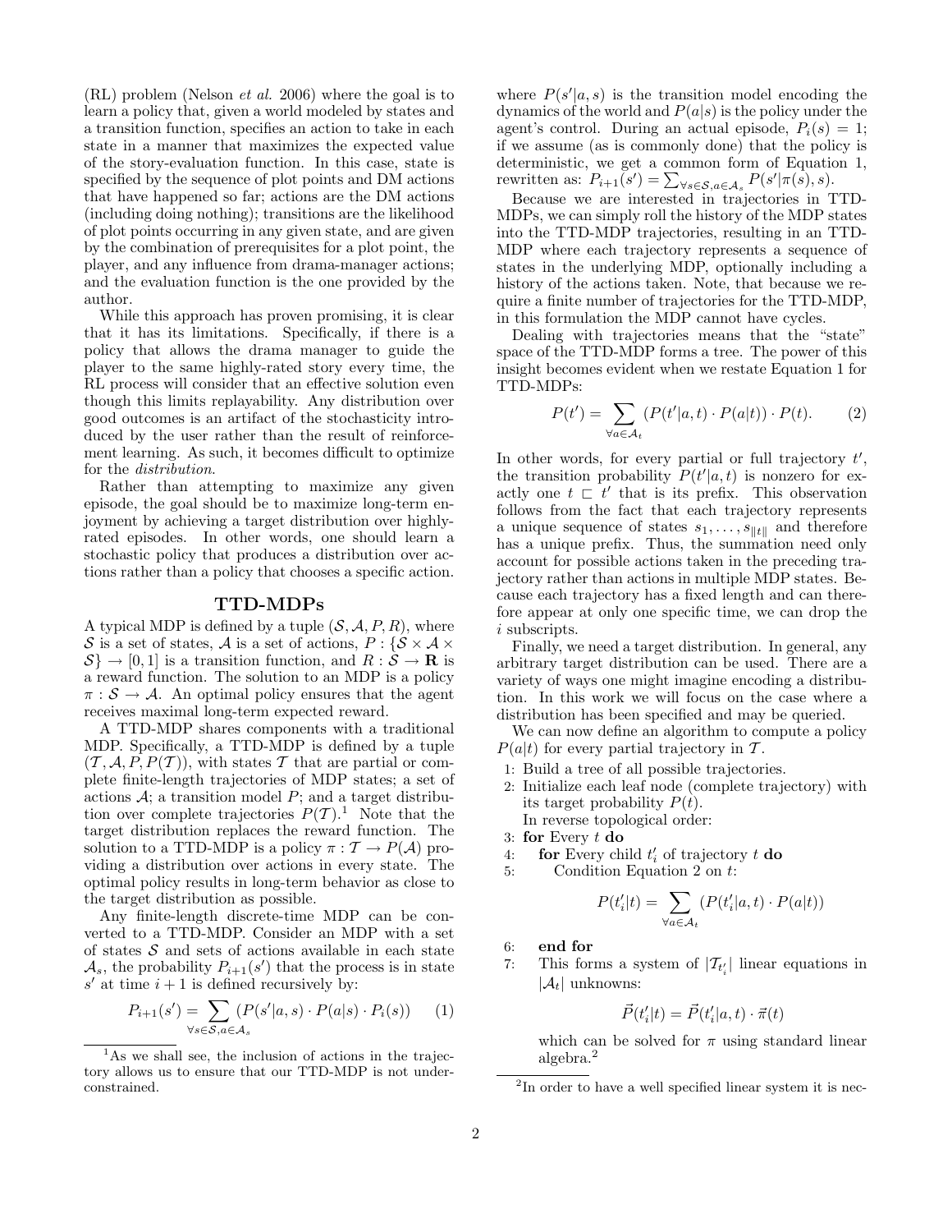(RL) problem (Nelson *et al.* 2006) where the goal is to learn a policy that, given a world modeled by states and a transition function, specifies an action to take in each state in a manner that maximizes the expected value of the story-evaluation function. In this case, state is specified by the sequence of plot points and DM actions that have happened so far; actions are the DM actions (including doing nothing); transitions are the likelihood of plot points occurring in any given state, and are given by the combination of prerequisites for a plot point, the player, and any influence from drama-manager actions; and the evaluation function is the one provided by the author.

While this approach has proven promising, it is clear that it has its limitations. Specifically, if there is a policy that allows the drama manager to guide the player to the same highly-rated story every time, the RL process will consider that an effective solution even though this limits replayability. Any distribution over good outcomes is an artifact of the stochasticity introduced by the user rather than the result of reinforcement learning. As such, it becomes difficult to optimize for the *distribution*.

Rather than attempting to maximize any given episode, the goal should be to maximize long-term enjoyment by achieving a target distribution over highly-rated episodes. In other words, one should learn a stochastic policy that produces a distribution over actions rather than a policy that chooses a specific action.

## TTD-MDPs

A typical MDP is defined by a tuple $(\mathcal{S}, \mathcal{A}, P, R)$, where $\mathcal{S}$ is a set of states, $\mathcal{A}$ is a set of actions, $P : \{\mathcal{S} \times \mathcal{A} \times \mathcal{S}\} \rightarrow [0, 1]$ is a transition function, and $R : \mathcal{S} \rightarrow \mathbf{R}$ is a reward function. The solution to an MDP is a policy $\pi : \mathcal{S} \rightarrow \mathcal{A}$. An optimal policy ensures that the agent receives maximal long-term expected reward.

A TTD-MDP shares components with a traditional MDP. Specifically, a TTD-MDP is defined by a tuple $(\mathcal{T}, \mathcal{A}, P, P(\mathcal{T}))$, with states $\mathcal{T}$ that are partial or complete finite-length trajectories of MDP states; a set of actions $\mathcal{A}$; a transition model $P$; and a target distribution over complete trajectories $P(\mathcal{T})$.[1] Note that the target distribution replaces the reward function. The solution to a TTD-MDP is a policy $\pi : \mathcal{T} \rightarrow P(\mathcal{A})$ providing a distribution over actions in every state. The optimal policy results in long-term behavior as close to the target distribution as possible.

Any finite-length discrete-time MDP can be converted to a TTD-MDP. Consider an MDP with a set of states $\mathcal{S}$ and sets of actions available in each state $\mathcal{A}_s$, the probability $P_{i+1}(s')$ that the process is in state $s'$ at time $i+1$ is defined recursively by:

$$P_{i+1}(s') = \sum_{\forall s \in \mathcal{S}, a \in \mathcal{A}_s} (P(s'|a, s) \cdot P(a|s) \cdot P_i(s)) \qquad (1)$$

where $P(s'|a, s)$ is the transition model encoding the dynamics of the world and $P(a|s)$ is the policy under the agent's control. During an actual episode, $P_i(s) = 1$; if we assume (as is commonly done) that the policy is deterministic, we get a common form of Equation 1, rewritten as: $P_{i+1}(s') = \sum_{\forall s \in \mathcal{S}, a \in \mathcal{A}_s} P(s'|\pi(s), s)$.

Because we are interested in trajectories in TTD-MDPs, we can simply roll the history of the MDP states into the TTD-MDP trajectories, resulting in an TTD-MDP where each trajectory represents a sequence of states in the underlying MDP, optionally including a history of the actions taken. Note, that because we require a finite number of trajectories for the TTD-MDP, in this formulation the MDP cannot have cycles.

Dealing with trajectories means that the "state" space of the TTD-MDP forms a tree. The power of this insight becomes evident when we restate Equation 1 for TTD-MDPs:

$$P(t') = \sum_{\forall a \in \mathcal{A}_t} (P(t'|a, t) \cdot P(a|t)) \cdot P(t). \qquad (2)$$

In other words, for every partial or full trajectory $t'$, the transition probability $P(t'|a, t)$ is nonzero for exactly one $t \sqsubset t'$ that is its prefix. This observation follows from the fact that each trajectory represents a unique sequence of states $s_1, \ldots, s_{\|t\|}$ and therefore has a unique prefix. Thus, the summation need only account for possible actions taken in the preceding trajectory rather than actions in multiple MDP states. Because each trajectory has a fixed length and can therefore appear at only one specific time, we can drop the $i$ subscripts.

Finally, we need a target distribution. In general, any arbitrary target distribution can be used. There are a variety of ways one might imagine encoding a distribution. In this work we will focus on the case where a distribution has been specified and may be queried.

We can now define an algorithm to compute a policy $P(a|t)$ for every partial trajectory in $\mathcal{T}$.

1: Build a tree of all possible trajectories.
2: Initialize each leaf node (complete trajectory) with its target probability $P(t)$.
   In reverse topological order:
3: **for** Every $t$ **do**
4: &nbsp;&nbsp;&nbsp;&nbsp;**for** Every child $t'_i$ of trajectory $t$ **do**
5: &nbsp;&nbsp;&nbsp;&nbsp;&nbsp;&nbsp;&nbsp;&nbsp;Condition Equation 2 on $t$:

$$P(t'_i|t) = \sum_{\forall a \in \mathcal{A}_t} (P(t'_i|a, t) \cdot P(a|t))$$

6: &nbsp;&nbsp;&nbsp;&nbsp;**end for**
7: &nbsp;&nbsp;&nbsp;&nbsp;This forms a system of $|\mathcal{T}_{t'_i}|$ linear equations in $|\mathcal{A}_t|$ unknowns:

$$\vec{P}(t'_i|t) = \vec{P}(t'_i|a, t) \cdot \vec{\pi}(t)$$

&nbsp;&nbsp;&nbsp;&nbsp;which can be solved for $\pi$ using standard linear algebra.[2]

---

[1] As we shall see, the inclusion of actions in the trajectory allows us to ensure that our TTD-MDP is not underconstrained.

[2] In order to have a well specified linear system it is nec-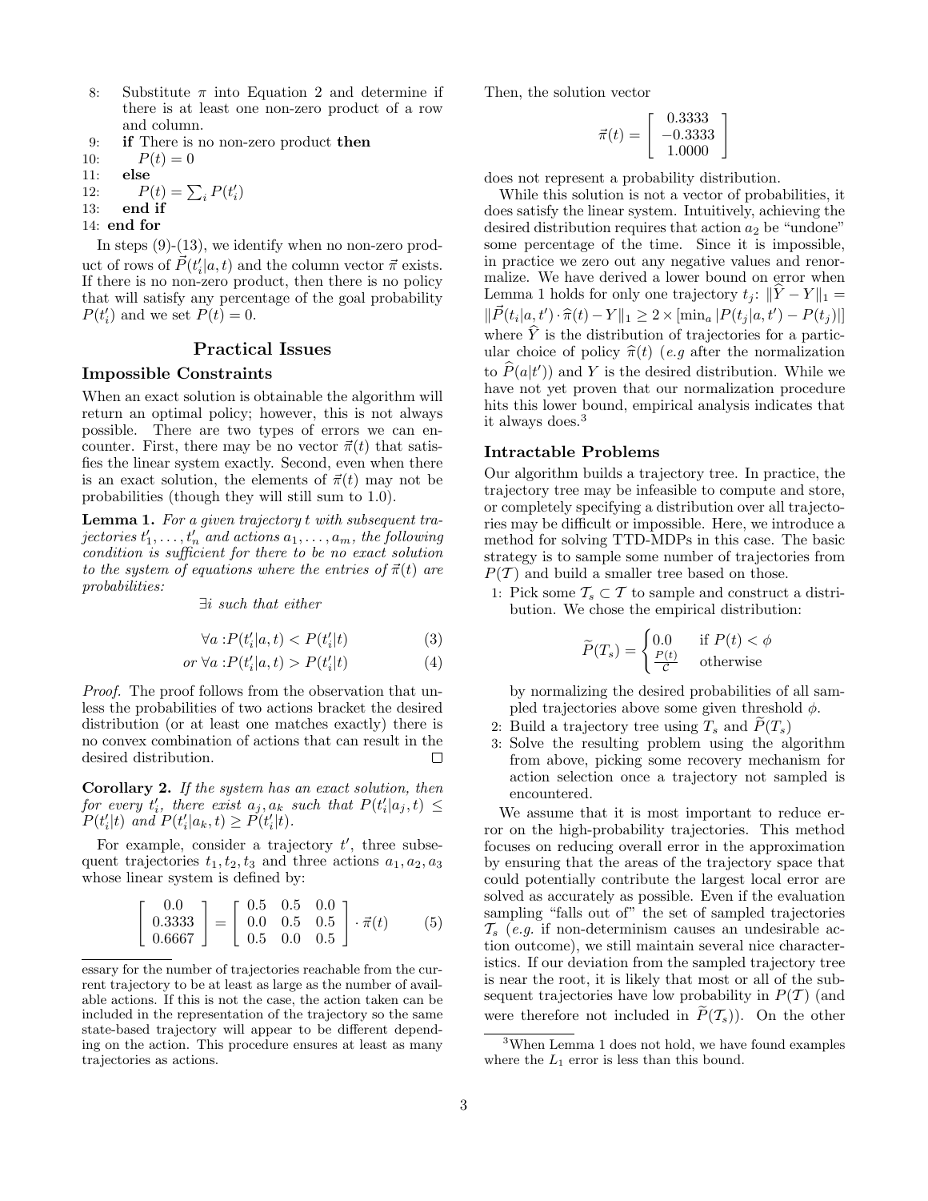8: Substitute $\pi$ into Equation 2 and determine if there is at least one non-zero product of a row and column.
9: **if** There is no non-zero product **then**
10: $P(t) = 0$
11: **else**
12: $P(t) = \sum_i P(t'_i)$
13: **end if**
14: **end for**

In steps (9)-(13), we identify when no non-zero product of rows of $\vec{P}(t'_i|a,t)$ and the column vector $\vec{\pi}$ exists. If there is no non-zero product, then there is no policy that will satisfy any percentage of the goal probability $P(t'_i)$ and we set $P(t) = 0$.

## Practical Issues

### Impossible Constraints

When an exact solution is obtainable the algorithm will return an optimal policy; however, this is not always possible. There are two types of errors we can encounter. First, there may be no vector $\vec{\pi}(t)$ that satisfies the linear system exactly. Second, even when there is an exact solution, the elements of $\vec{\pi}(t)$ may not be probabilities (though they will still sum to 1.0).

**Lemma 1.** *For a given trajectory $t$ with subsequent trajectories $t'_1, \ldots, t'_n$ and actions $a_1, \ldots, a_m$, the following condition is sufficient for there to be no exact solution to the system of equations where the entries of $\vec{\pi}(t)$ are probabilities:*

*$\exists i$ such that either*

$$\forall a : P(t'_i|a,t) < P(t'_i|t) \tag{3}$$

$$\text{or } \forall a : P(t'_i|a,t) > P(t'_i|t) \tag{4}$$

*Proof.* The proof follows from the observation that unless the probabilities of two actions bracket the desired distribution (or at least one matches exactly) there is no convex combination of actions that can result in the desired distribution. □

**Corollary 2.** *If the system has an exact solution, then for every $t'_i$, there exist $a_j, a_k$ such that $P(t'_i|a_j,t) \leq P(t'_i|t)$ and $P(t'_i|a_k,t) \geq P(t'_i|t)$.*

For example, consider a trajectory $t'$, three subsequent trajectories $t_1, t_2, t_3$ and three actions $a_1, a_2, a_3$ whose linear system is defined by:

$$\begin{bmatrix} 0.0 \\ 0.3333 \\ 0.6667 \end{bmatrix} = \begin{bmatrix} 0.5 & 0.5 & 0.0 \\ 0.0 & 0.5 & 0.5 \\ 0.5 & 0.0 & 0.5 \end{bmatrix} \cdot \vec{\pi}(t) \tag{5}$$

Then, the solution vector

$$\vec{\pi}(t) = \begin{bmatrix} 0.3333 \\ -0.3333 \\ 1.0000 \end{bmatrix}$$

does not represent a probability distribution.

While this solution is not a vector of probabilities, it does satisfy the linear system. Intuitively, achieving the desired distribution requires that action $a_2$ be "undone" some percentage of the time. Since it is impossible, in practice we zero out any negative values and renormalize. We have derived a lower bound on error when Lemma 1 holds for only one trajectory $t_j$: $\|\widehat{Y} - Y\|_1 = \|\vec{P}(t_i|a,t') \cdot \widehat{\pi}(t) - Y\|_1 \geq 2 \times [\min_a |P(t_j|a,t') - P(t_j)|]$ where $\widehat{Y}$ is the distribution of trajectories for a particular choice of policy $\widehat{\pi}(t)$ (*e.g* after the normalization to $\widehat{P}(a|t')$) and $Y$ is the desired distribution. While we have not yet proven that our normalization procedure hits this lower bound, empirical analysis indicates that it always does.[3]

### Intractable Problems

Our algorithm builds a trajectory tree. In practice, the trajectory tree may be infeasible to compute and store, or completely specifying a distribution over all trajectories may be difficult or impossible. Here, we introduce a method for solving TTD-MDPs in this case. The basic strategy is to sample some number of trajectories from $P(\mathcal{T})$ and build a smaller tree based on those.

1: Pick some $\mathcal{T}_s \subset \mathcal{T}$ to sample and construct a distribution. We chose the empirical distribution:

$$\widetilde{P}(T_s) = \begin{cases} 0.0 & \text{if } P(t) < \phi \\ \frac{P(t)}{C} & \text{otherwise} \end{cases}$$

by normalizing the desired probabilities of all sampled trajectories above some given threshold $\phi$.

2: Build a trajectory tree using $T_s$ and $\widetilde{P}(T_s)$

3: Solve the resulting problem using the algorithm from above, picking some recovery mechanism for action selection once a trajectory not sampled is encountered.

We assume that it is most important to reduce error on the high-probability trajectories. This method focuses on reducing overall error in the approximation by ensuring that the areas of the trajectory space that could potentially contribute the largest local error are solved as accurately as possible. Even if the evaluation sampling "falls out of" the set of sampled trajectories $\mathcal{T}_s$ (*e.g.* if non-determinism causes an undesirable action outcome), we still maintain several nice characteristics. If our deviation from the sampled trajectory tree is near the root, it is likely that most or all of the subsequent trajectories have low probability in $P(\mathcal{T})$ (and were therefore not included in $\widetilde{P}(\mathcal{T}_s)$). On the other

---

essary for the number of trajectories reachable from the current trajectory to be at least as large as the number of available actions. If this is not the case, the action taken can be included in the representation of the trajectory so the same state-based trajectory will appear to be different depending on the action. This procedure ensures at least as many trajectories as actions.

[3] When Lemma 1 does not hold, we have found examples where the $L_1$ error is less than this bound.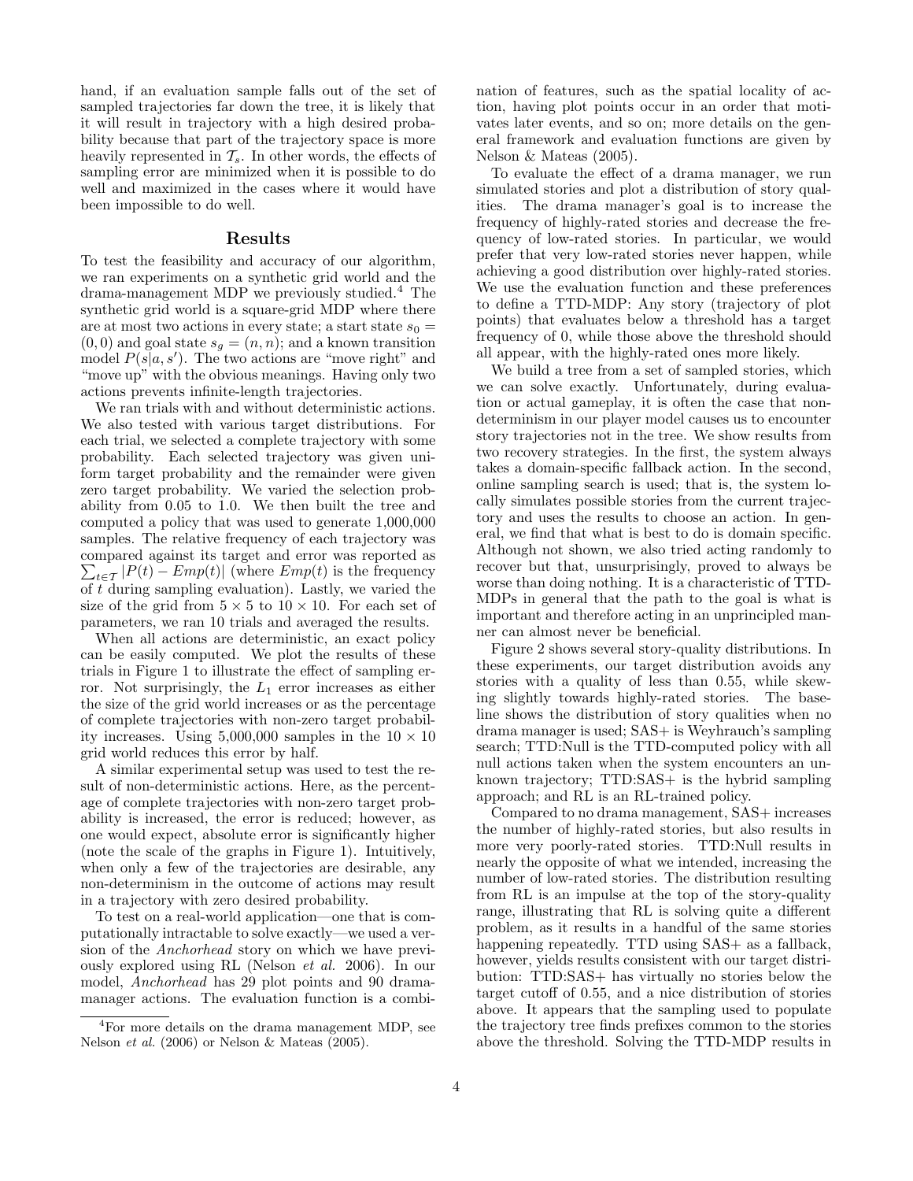hand, if an evaluation sample falls out of the set of sampled trajectories far down the tree, it is likely that it will result in trajectory with a high desired probability because that part of the trajectory space is more heavily represented in $\mathcal{T}_s$. In other words, the effects of sampling error are minimized when it is possible to do well and maximized in the cases where it would have been impossible to do well.

## Results

To test the feasibility and accuracy of our algorithm, we ran experiments on a synthetic grid world and the drama-management MDP we previously studied.[4] The synthetic grid world is a square-grid MDP where there are at most two actions in every state; a start state $s_0 = (0, 0)$ and goal state $s_g = (n, n)$; and a known transition model $P(s|a, s')$. The two actions are "move right" and "move up" with the obvious meanings. Having only two actions prevents infinite-length trajectories.

We ran trials with and without deterministic actions. We also tested with various target distributions. For each trial, we selected a complete trajectory with some probability. Each selected trajectory was given uniform target probability and the remainder were given zero target probability. We varied the selection probability from 0.05 to 1.0. We then built the tree and computed a policy that was used to generate 1,000,000 samples. The relative frequency of each trajectory was compared against its target and error was reported as $\sum_{t \in \mathcal{T}} |P(t) - Emp(t)|$ (where $Emp(t)$ is the frequency of $t$ during sampling evaluation). Lastly, we varied the size of the grid from $5 \times 5$ to $10 \times 10$. For each set of parameters, we ran 10 trials and averaged the results.

When all actions are deterministic, an exact policy can be easily computed. We plot the results of these trials in Figure 1 to illustrate the effect of sampling error. Not surprisingly, the $L_1$ error increases as either the size of the grid world increases or as the percentage of complete trajectories with non-zero target probability increases. Using 5,000,000 samples in the $10 \times 10$ grid world reduces this error by half.

A similar experimental setup was used to test the result of non-deterministic actions. Here, as the percentage of complete trajectories with non-zero target probability is increased, the error is reduced; however, as one would expect, absolute error is significantly higher (note the scale of the graphs in Figure 1). Intuitively, when only a few of the trajectories are desirable, any non-determinism in the outcome of actions may result in a trajectory with zero desired probability.

To test on a real-world application—one that is computationally intractable to solve exactly—we used a version of the *Anchorhead* story on which we have previously explored using RL (Nelson *et al.* 2006). In our model, *Anchorhead* has 29 plot points and 90 drama-manager actions. The evaluation function is a combination of features, such as the spatial locality of action, having plot points occur in an order that motivates later events, and so on; more details on the general framework and evaluation functions are given by Nelson & Mateas (2005).

To evaluate the effect of a drama manager, we run simulated stories and plot a distribution of story qualities. The drama manager's goal is to increase the frequency of highly-rated stories and decrease the frequency of low-rated stories. In particular, we would prefer that very low-rated stories never happen, while achieving a good distribution over highly-rated stories. We use the evaluation function and these preferences to define a TTD-MDP: Any story (trajectory of plot points) that evaluates below a threshold has a target frequency of 0, while those above the threshold should all appear, with the highly-rated ones more likely.

We build a tree from a set of sampled stories, which we can solve exactly. Unfortunately, during evaluation or actual gameplay, it is often the case that non-determinism in our player model causes us to encounter story trajectories not in the tree. We show results from two recovery strategies. In the first, the system always takes a domain-specific fallback action. In the second, online sampling search is used; that is, the system locally simulates possible stories from the current trajectory and uses the results to choose an action. In general, we find that what is best to do is domain specific. Although not shown, we also tried acting randomly to recover but that, unsurprisingly, proved to always be worse than doing nothing. It is a characteristic of TTD-MDPs in general that the path to the goal is what is important and therefore acting in an unprincipled manner can almost never be beneficial.

Figure 2 shows several story-quality distributions. In these experiments, our target distribution avoids any stories with a quality of less than 0.55, while skewing slightly towards highly-rated stories. The baseline shows the distribution of story qualities when no drama manager is used; SAS+ is Weyhrauch's sampling search; TTD:Null is the TTD-computed policy with all null actions taken when the system encounters an unknown trajectory; TTD:SAS+ is the hybrid sampling approach; and RL is an RL-trained policy.

Compared to no drama management, SAS+ increases the number of highly-rated stories, but also results in more very poorly-rated stories. TTD:Null results in nearly the opposite of what we intended, increasing the number of low-rated stories. The distribution resulting from RL is an impulse at the top of the story-quality range, illustrating that RL is solving quite a different problem, as it results in a handful of the same stories happening repeatedly. TTD using SAS+ as a fallback, however, yields results consistent with our target distribution: TTD:SAS+ has virtually no stories below the target cutoff of 0.55, and a nice distribution of stories above. It appears that the sampling used to populate the trajectory tree finds prefixes common to the stories above the threshold. Solving the TTD-MDP results in

[4] For more details on the drama management MDP, see Nelson *et al.* (2006) or Nelson & Mateas (2005).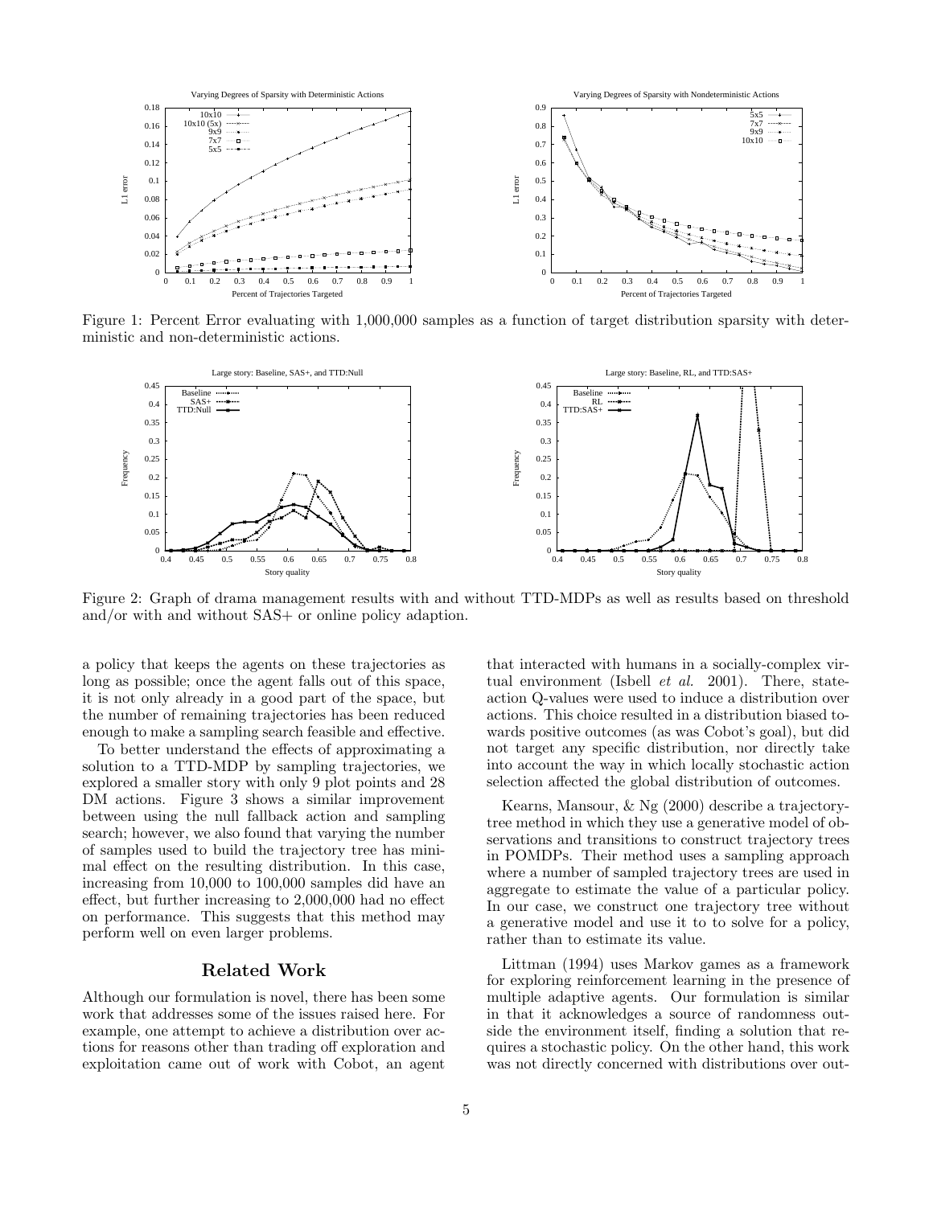Figure 1: Percent Error evaluating with 1,000,000 samples as a function of target distribution sparsity with deterministic and non-deterministic actions.

Figure 2: Graph of drama management results with and without TTD-MDPs as well as results based on threshold and/or with and without SAS+ or online policy adaption.

a policy that keeps the agents on these trajectories as long as possible; once the agent falls out of this space, it is not only already in a good part of the space, but the number of remaining trajectories has been reduced enough to make a sampling search feasible and effective.

To better understand the effects of approximating a solution to a TTD-MDP by sampling trajectories, we explored a smaller story with only 9 plot points and 28 DM actions. Figure 3 shows a similar improvement between using the null fallback action and sampling search; however, we also found that varying the number of samples used to build the trajectory tree has minimal effect on the resulting distribution. In this case, increasing from 10,000 to 100,000 samples did have an effect, but further increasing to 2,000,000 had no effect on performance. This suggests that this method may perform well on even larger problems.

## Related Work

Although our formulation is novel, there has been some work that addresses some of the issues raised here. For example, one attempt to achieve a distribution over actions for reasons other than trading off exploration and exploitation came out of work with Cobot, an agent that interacted with humans in a socially-complex virtual environment (Isbell *et al.* 2001). There, state-action Q-values were used to induce a distribution over actions. This choice resulted in a distribution biased towards positive outcomes (as was Cobot's goal), but did not target any specific distribution, nor directly take into account the way in which locally stochastic action selection affected the global distribution of outcomes.

Kearns, Mansour, & Ng (2000) describe a trajectory-tree method in which they use a generative model of observations and transitions to construct trajectory trees in POMDPs. Their method uses a sampling approach where a number of sampled trajectory trees are used in aggregate to estimate the value of a particular policy. In our case, we construct one trajectory tree without a generative model and use it to to solve for a policy, rather than to estimate its value.

Littman (1994) uses Markov games as a framework for exploring reinforcement learning in the presence of multiple adaptive agents. Our formulation is similar in that it acknowledges a source of randomness outside the environment itself, finding a solution that requires a stochastic policy. On the other hand, this work was not directly concerned with distributions over out-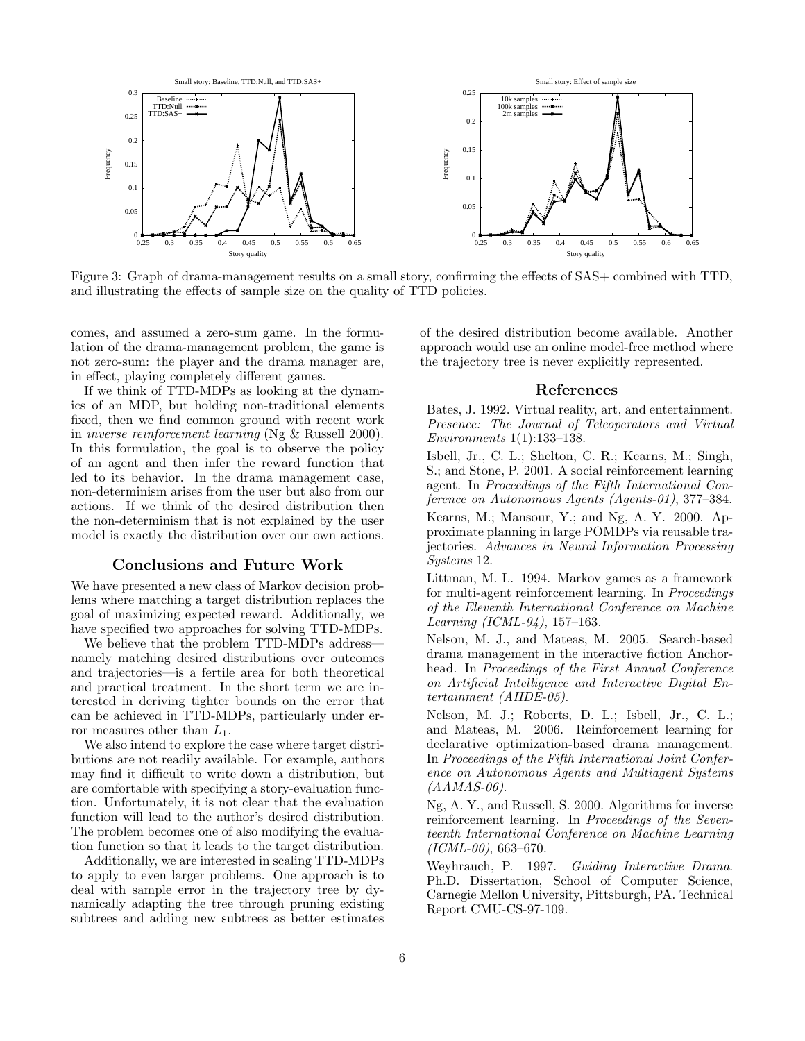Small story: Baseline, TTD:Null, and TTD:SAS+

Frequency

Story quality

Baseline
TTD:Null
TTD:SAS+

0.3
0.25
0.2
0.15
0.1
0.05
0

0.25 0.3 0.35 0.4 0.45 0.5 0.55 0.6 0.65

Small story: Effect of sample size

Frequency

Story quality

10k samples
100k samples
2m samples

0.25
0.2
0.15
0.1
0.05
0

0.25 0.3 0.35 0.4 0.45 0.5 0.55 0.6 0.65

Figure 3: Graph of drama-management results on a small story, confirming the effects of SAS+ combined with TTD, and illustrating the effects of sample size on the quality of TTD policies.

comes, and assumed a zero-sum game. In the formulation of the drama-management problem, the game is not zero-sum: the player and the drama manager are, in effect, playing completely different games.

If we think of TTD-MDPs as looking at the dynamics of an MDP, but holding non-traditional elements fixed, then we find common ground with recent work in *inverse reinforcement learning* (Ng & Russell 2000). In this formulation, the goal is to observe the policy of an agent and then infer the reward function that led to its behavior. In the drama management case, non-determinism arises from the user but also from our actions. If we think of the desired distribution then the non-determinism that is not explained by the user model is exactly the distribution over our own actions.

## Conclusions and Future Work

We have presented a new class of Markov decision problems where matching a target distribution replaces the goal of maximizing expected reward. Additionally, we have specified two approaches for solving TTD-MDPs.

We believe that the problem TTD-MDPs address—namely matching desired distributions over outcomes and trajectories—is a fertile area for both theoretical and practical treatment. In the short term we are interested in deriving tighter bounds on the error that can be achieved in TTD-MDPs, particularly under error measures other than $L_1$.

We also intend to explore the case where target distributions are not readily available. For example, authors may find it difficult to write down a distribution, but are comfortable with specifying a story-evaluation function. Unfortunately, it is not clear that the evaluation function will lead to the author's desired distribution. The problem becomes one of also modifying the evaluation function so that it leads to the target distribution.

Additionally, we are interested in scaling TTD-MDPs to apply to even larger problems. One approach is to deal with sample error in the trajectory tree by dynamically adapting the tree through pruning existing subtrees and adding new subtrees as better estimates of the desired distribution become available. Another approach would use an online model-free method where the trajectory tree is never explicitly represented.

## References

Bates, J. 1992. Virtual reality, art, and entertainment. *Presence: The Journal of Teleoperators and Virtual Environments* 1(1):133–138.

Isbell, Jr., C. L.; Shelton, C. R.; Kearns, M.; Singh, S.; and Stone, P. 2001. A social reinforcement learning agent. In *Proceedings of the Fifth International Conference on Autonomous Agents (Agents-01)*, 377–384.

Kearns, M.; Mansour, Y.; and Ng, A. Y. 2000. Approximate planning in large POMDPs via reusable trajectories. *Advances in Neural Information Processing Systems* 12.

Littman, M. L. 1994. Markov games as a framework for multi-agent reinforcement learning. In *Proceedings of the Eleventh International Conference on Machine Learning (ICML-94)*, 157–163.

Nelson, M. J., and Mateas, M. 2005. Search-based drama management in the interactive fiction Anchorhead. In *Proceedings of the First Annual Conference on Artificial Intelligence and Interactive Digital Entertainment (AIIDE-05)*.

Nelson, M. J.; Roberts, D. L.; Isbell, Jr., C. L.; and Mateas, M. 2006. Reinforcement learning for declarative optimization-based drama management. In *Proceedings of the Fifth International Joint Conference on Autonomous Agents and Multiagent Systems (AAMAS-06)*.

Ng, A. Y., and Russell, S. 2000. Algorithms for inverse reinforcement learning. In *Proceedings of the Seventeenth International Conference on Machine Learning (ICML-00)*, 663–670.

Weyhrauch, P. 1997. *Guiding Interactive Drama*. Ph.D. Dissertation, School of Computer Science, Carnegie Mellon University, Pittsburgh, PA. Technical Report CMU-CS-97-109.